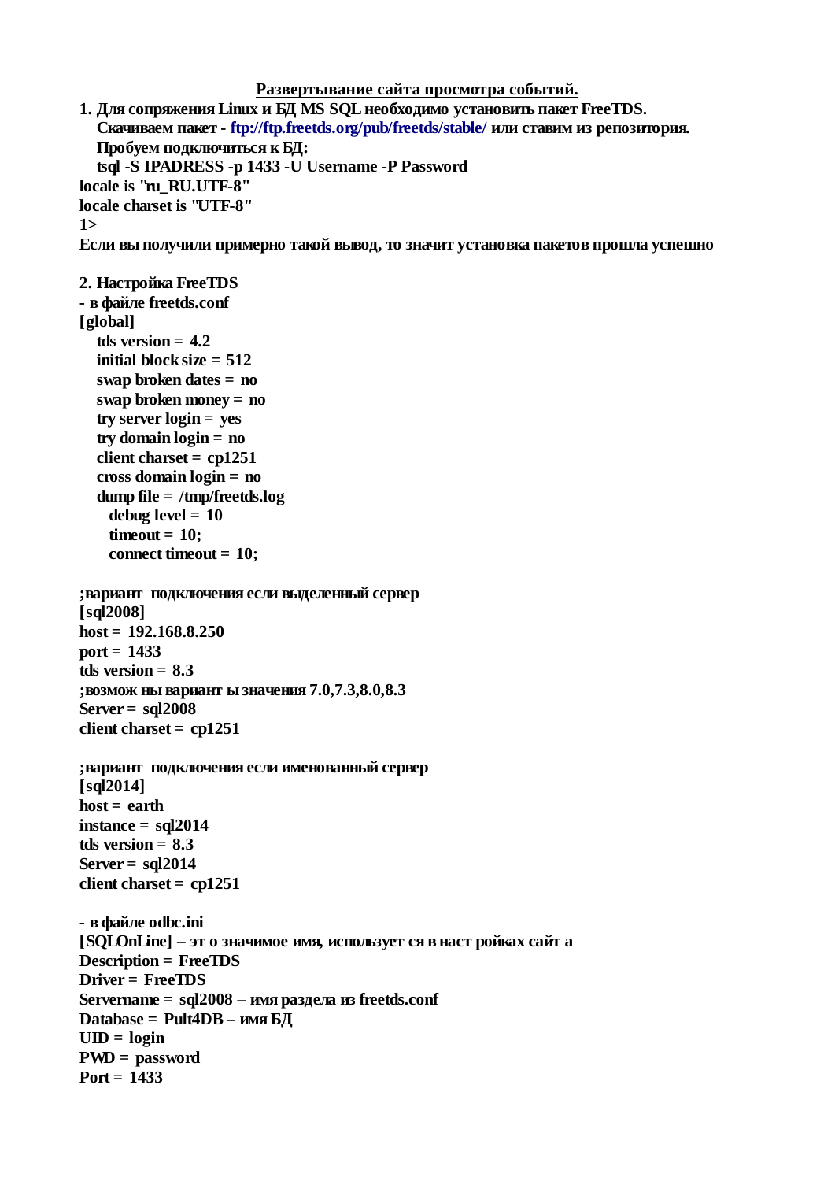**Развертывание сайта просмотра событий.**

**1. Для сопряжения Linux и БД MS SQL необходимо установить пакет FreeTDS.**
**Скачиваем пакет - ftp://ftp.freetds.org/pub/freetds/stable/ или ставим из репозитория.**
**Пробуем подключиться к БД:**
**tsql -S IPADRESS -p 1433 -U Username -P Password**

```
locale is "ru_RU.UTF-8"
locale charset is "UTF-8"
1>
```

**Если вы получили примерно такой вывод, то значит установка пакетов прошла успешно**

**2. Настройка FreeTDS**
**- в файле freetds.conf**

```
[global]
    tds version = 4.2
    initial block size = 512
    swap broken dates = no
    swap broken money = no
    try server login = yes
    try domain login = no
    client charset = cp1251
    cross domain login = no
    dump file = /tmp/freetds.log
      debug level = 10
      timeout = 10;
      connect timeout = 10;

;вариант  подключения если выделенный сервер
[sql2008]
host = 192.168.8.250
port = 1433
tds version = 8.3
;возмож ны вариант ы значения 7.0,7.3,8.0,8.3
Server = sql2008
client charset = cp1251

;вариант  подключения если именованный сервер
[sql2014]
host = earth
instance = sql2014
tds version = 8.3
Server = sql2014
client charset = cp1251
```

**- в файле odbc.ini**

```
[SQLOnLine] – эт о значимое имя, использует ся в наст ройках сайт а
Description = FreeTDS
Driver = FreeTDS
Servername = sql2008 – имя раздела из freetds.conf
Database = Pult4DB – имя БД
UID = login
PWD = password
Port = 1433
```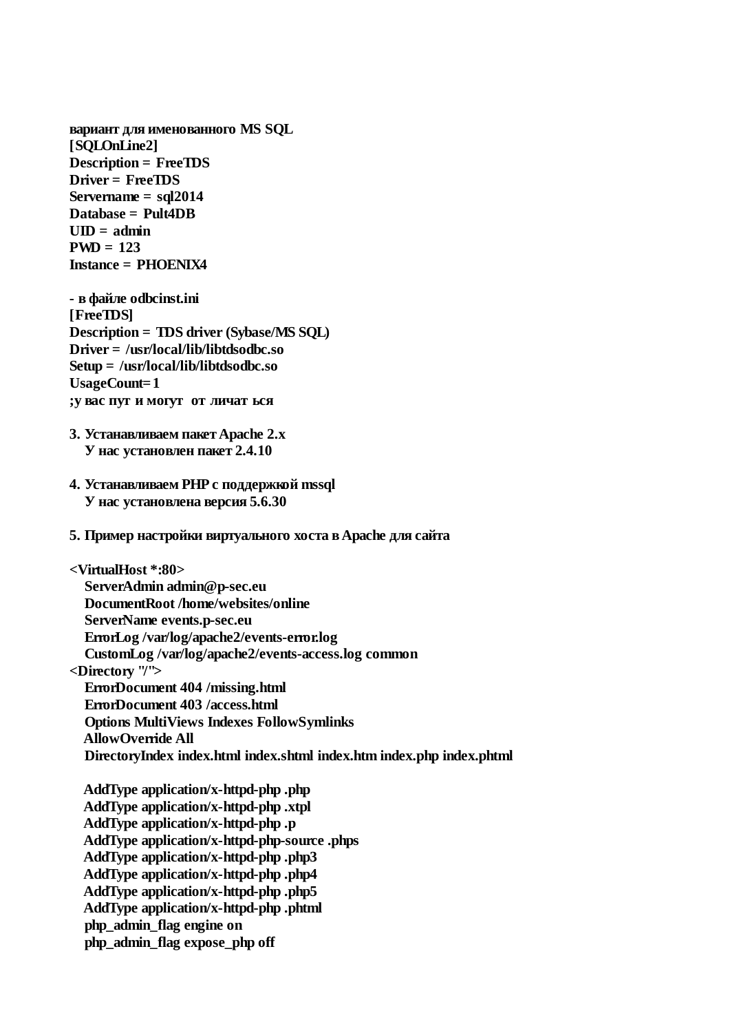**вариант для именованного MS SQL**
**[SQLOnLine2]**
**Description = FreeTDS**
**Driver = FreeTDS**
**Servername = sql2014**
**Database = Pult4DB**
**UID = admin**
**PWD = 123**
**Instance = PHOENIX4**

**- в файле odbcinst.ini**
**[FreeTDS]**
**Description = TDS driver (Sybase/MS SQL)**
**Driver = /usr/local/lib/libtdsodbc.so**
**Setup = /usr/local/lib/libtdsodbc.so**
**UsageCount=1**
**;у вас пут и могут от личат ься**

**3. Устанавливаем пакет Apache 2.x**
**У нас установлен пакет 2.4.10**

**4. Устанавливаем PHP с поддержкой mssql**
**У нас установлена версия 5.6.30**

**5. Пример настройки виртуального хоста в Apache для сайта**

```
<VirtualHost *:80>
   ServerAdmin admin@p-sec.eu
   DocumentRoot /home/websites/online
   ServerName events.p-sec.eu
   ErrorLog /var/log/apache2/events-error.log
   CustomLog /var/log/apache2/events-access.log common
<Directory "/">
   ErrorDocument 404 /missing.html
   ErrorDocument 403 /access.html
   Options MultiViews Indexes FollowSymlinks
   AllowOverride All
   DirectoryIndex index.html index.shtml index.htm index.php index.phtml

   AddType application/x-httpd-php .php
   AddType application/x-httpd-php .xtpl
   AddType application/x-httpd-php .p
   AddType application/x-httpd-php-source .phps
   AddType application/x-httpd-php .php3
   AddType application/x-httpd-php .php4
   AddType application/x-httpd-php .php5
   AddType application/x-httpd-php .phtml
   php_admin_flag engine on
   php_admin_flag expose_php off
```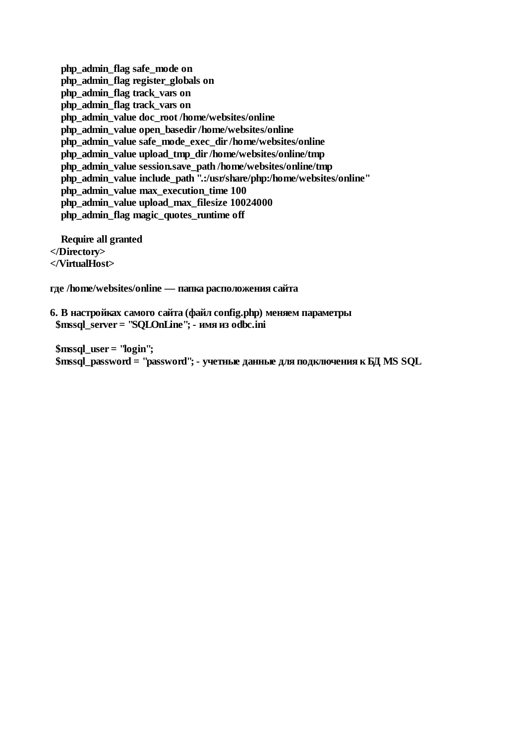```
    php_admin_flag safe_mode on
    php_admin_flag register_globals on
    php_admin_flag track_vars on
    php_admin_flag track_vars on
    php_admin_value doc_root /home/websites/online
    php_admin_value open_basedir /home/websites/online
    php_admin_value safe_mode_exec_dir /home/websites/online
    php_admin_value upload_tmp_dir /home/websites/online/tmp
    php_admin_value session.save_path /home/websites/online/tmp
    php_admin_value include_path ".:/usr/share/php:/home/websites/online"
    php_admin_value max_execution_time 100
    php_admin_value upload_max_filesize 10024000
    php_admin_flag magic_quotes_runtime off

    Require all granted
</Directory>
</VirtualHost>
```

**где /home/websites/online — папка расположения сайта**

**6. В настройках самого сайта (файл config.php) меняем параметры**

**$mssql_server = "SQLOnLine"; - имя из odbc.ini**

**$mssql_user = "login";**
**$mssql_password = "password"; - учетные данные для подключения к БД MS SQL**